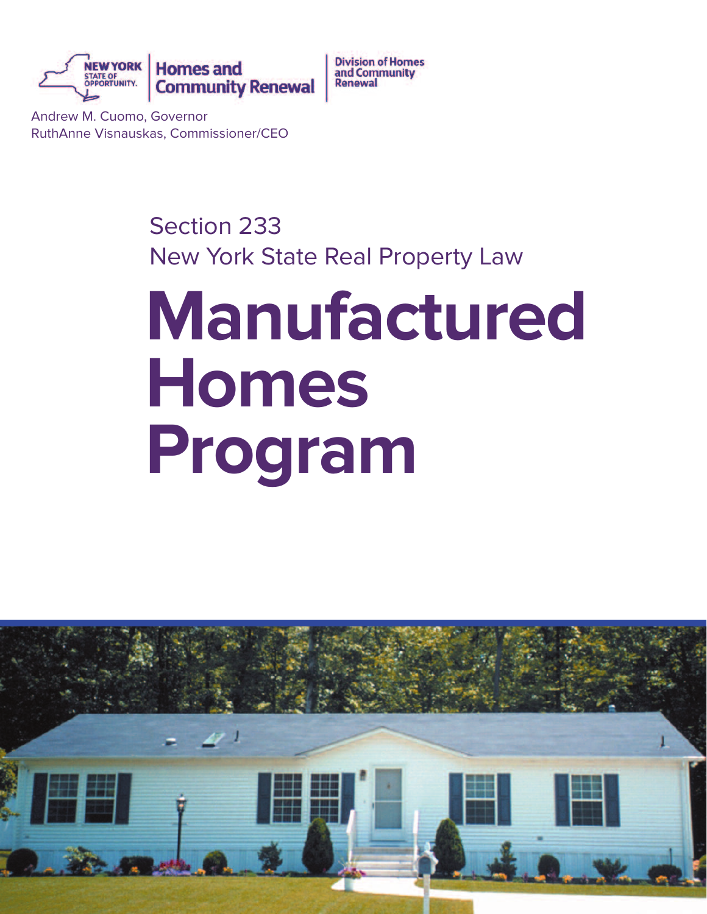NEW YORK STATE OF OPPORTUNITY. | Homes and Community Renewal | Division of Homes and Community Renewal

Andrew M. Cuomo, Governor
RuthAnne Visnauskas, Commissioner/CEO

Section 233
New York State Real Property Law

# Manufactured Homes Program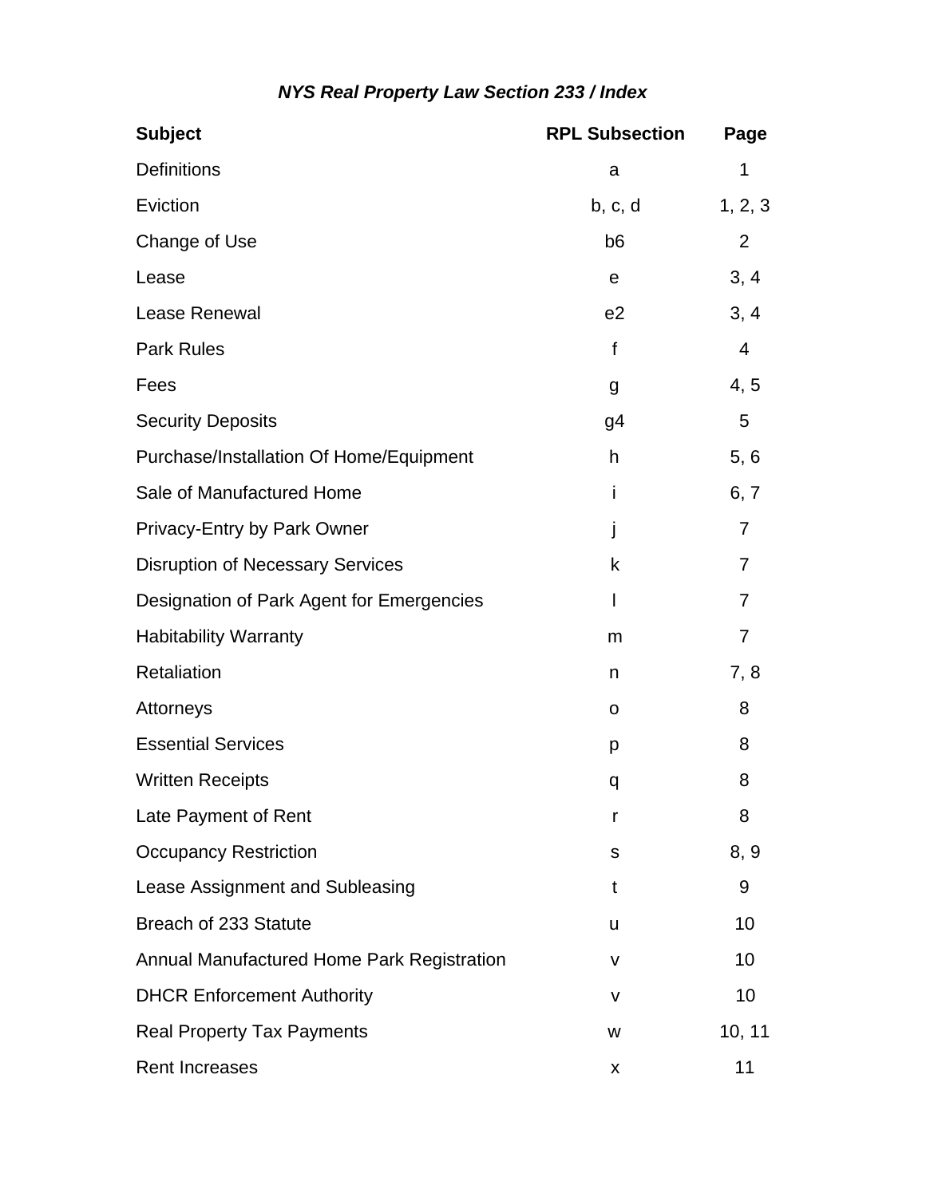***NYS Real Property Law Section 233 / Index***

| Subject | RPL Subsection | Page |
|---|---|---|
| Definitions | a | 1 |
| Eviction | b, c, d | 1, 2, 3 |
| Change of Use | b6 | 2 |
| Lease | e | 3, 4 |
| Lease Renewal | e2 | 3, 4 |
| Park Rules | f | 4 |
| Fees | g | 4, 5 |
| Security Deposits | g4 | 5 |
| Purchase/Installation Of Home/Equipment | h | 5, 6 |
| Sale of Manufactured Home | i | 6, 7 |
| Privacy-Entry by Park Owner | j | 7 |
| Disruption of Necessary Services | k | 7 |
| Designation of Park Agent for Emergencies | l | 7 |
| Habitability Warranty | m | 7 |
| Retaliation | n | 7, 8 |
| Attorneys | o | 8 |
| Essential Services | p | 8 |
| Written Receipts | q | 8 |
| Late Payment of Rent | r | 8 |
| Occupancy Restriction | s | 8, 9 |
| Lease Assignment and Subleasing | t | 9 |
| Breach of 233 Statute | u | 10 |
| Annual Manufactured Home Park Registration | v | 10 |
| DHCR Enforcement Authority | v | 10 |
| Real Property Tax Payments | w | 10, 11 |
| Rent Increases | x | 11 |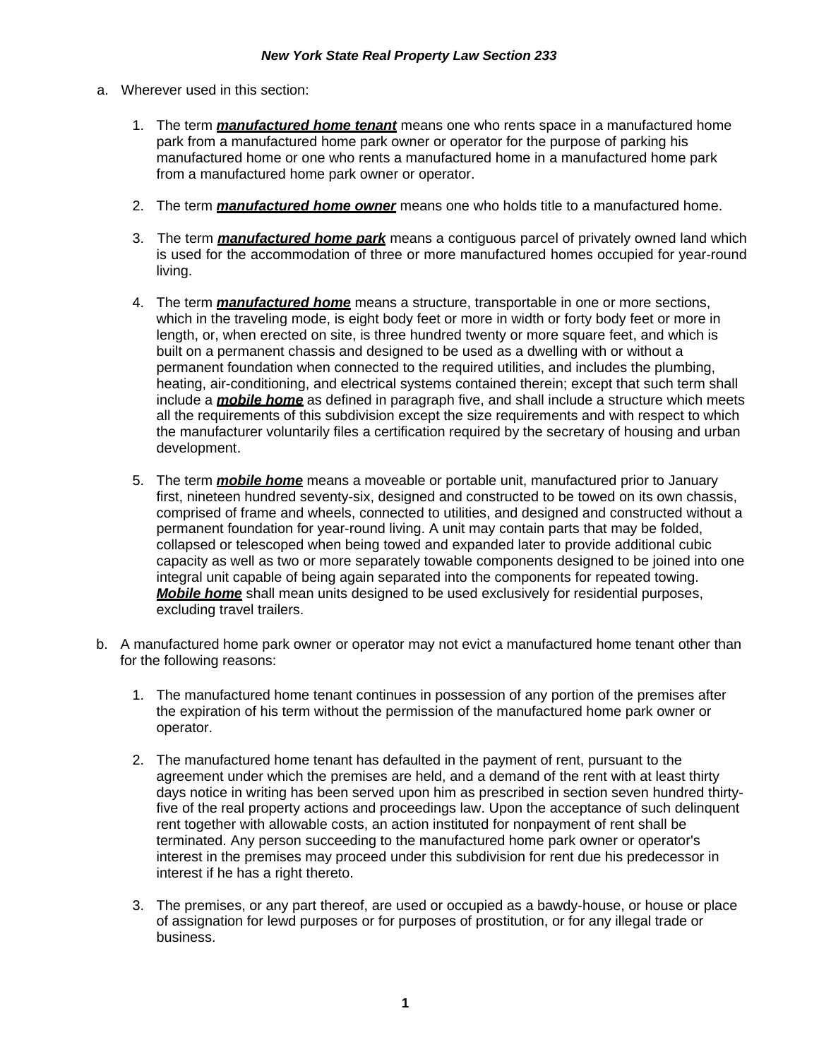### *New York State Real Property Law Section 233*

a. Wherever used in this section:

1. The term ***manufactured home tenant*** means one who rents space in a manufactured home park from a manufactured home park owner or operator for the purpose of parking his manufactured home or one who rents a manufactured home in a manufactured home park from a manufactured home park owner or operator.

2. The term ***manufactured home owner*** means one who holds title to a manufactured home.

3. The term ***manufactured home park*** means a contiguous parcel of privately owned land which is used for the accommodation of three or more manufactured homes occupied for year-round living.

4. The term ***manufactured home*** means a structure, transportable in one or more sections, which in the traveling mode, is eight body feet or more in width or forty body feet or more in length, or, when erected on site, is three hundred twenty or more square feet, and which is built on a permanent chassis and designed to be used as a dwelling with or without a permanent foundation when connected to the required utilities, and includes the plumbing, heating, air-conditioning, and electrical systems contained therein; except that such term shall include a ***mobile home*** as defined in paragraph five, and shall include a structure which meets all the requirements of this subdivision except the size requirements and with respect to which the manufacturer voluntarily files a certification required by the secretary of housing and urban development.

5. The term ***mobile home*** means a moveable or portable unit, manufactured prior to January first, nineteen hundred seventy-six, designed and constructed to be towed on its own chassis, comprised of frame and wheels, connected to utilities, and designed and constructed without a permanent foundation for year-round living. A unit may contain parts that may be folded, collapsed or telescoped when being towed and expanded later to provide additional cubic capacity as well as two or more separately towable components designed to be joined into one integral unit capable of being again separated into the components for repeated towing. ***Mobile home*** shall mean units designed to be used exclusively for residential purposes, excluding travel trailers.

b. A manufactured home park owner or operator may not evict a manufactured home tenant other than for the following reasons:

1. The manufactured home tenant continues in possession of any portion of the premises after the expiration of his term without the permission of the manufactured home park owner or operator.

2. The manufactured home tenant has defaulted in the payment of rent, pursuant to the agreement under which the premises are held, and a demand of the rent with at least thirty days notice in writing has been served upon him as prescribed in section seven hundred thirty-five of the real property actions and proceedings law. Upon the acceptance of such delinquent rent together with allowable costs, an action instituted for nonpayment of rent shall be terminated. Any person succeeding to the manufactured home park owner or operator's interest in the premises may proceed under this subdivision for rent due his predecessor in interest if he has a right thereto.

3. The premises, or any part thereof, are used or occupied as a bawdy-house, or house or place of assignation for lewd purposes or for purposes of prostitution, or for any illegal trade or business.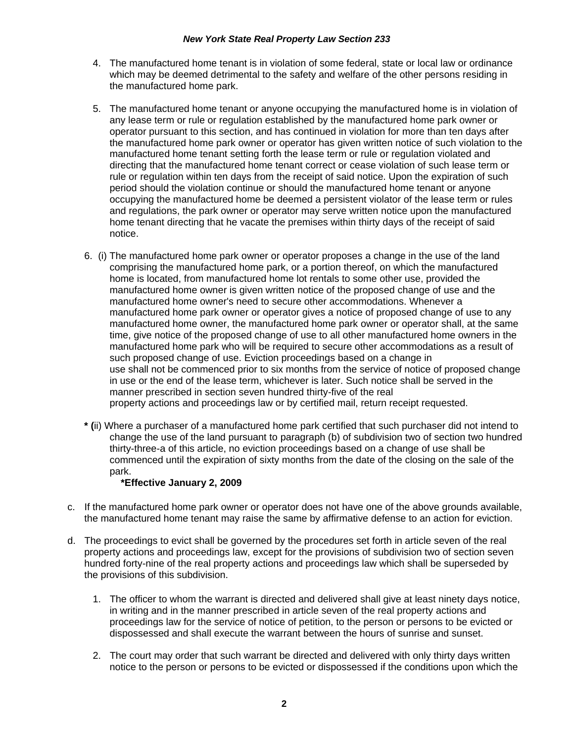4. The manufactured home tenant is in violation of some federal, state or local law or ordinance which may be deemed detrimental to the safety and welfare of the other persons residing in the manufactured home park.

5. The manufactured home tenant or anyone occupying the manufactured home is in violation of any lease term or rule or regulation established by the manufactured home park owner or operator pursuant to this section, and has continued in violation for more than ten days after the manufactured home park owner or operator has given written notice of such violation to the manufactured home tenant setting forth the lease term or rule or regulation violated and directing that the manufactured home tenant correct or cease violation of such lease term or rule or regulation within ten days from the receipt of said notice. Upon the expiration of such period should the violation continue or should the manufactured home tenant or anyone occupying the manufactured home be deemed a persistent violator of the lease term or rules and regulations, the park owner or operator may serve written notice upon the manufactured home tenant directing that he vacate the premises within thirty days of the receipt of said notice.

6. (i) The manufactured home park owner or operator proposes a change in the use of the land comprising the manufactured home park, or a portion thereof, on which the manufactured home is located, from manufactured home lot rentals to some other use, provided the manufactured home owner is given written notice of the proposed change of use and the manufactured home owner's need to secure other accommodations. Whenever a manufactured home park owner or operator gives a notice of proposed change of use to any manufactured home owner, the manufactured home park owner or operator shall, at the same time, give notice of the proposed change of use to all other manufactured home owners in the manufactured home park who will be required to secure other accommodations as a result of such proposed change of use. Eviction proceedings based on a change in use shall not be commenced prior to six months from the service of notice of proposed change in use or the end of the lease term, whichever is later. Such notice shall be served in the manner prescribed in section seven hundred thirty-five of the real property actions and proceedings law or by certified mail, return receipt requested.

**\* (**ii) Where a purchaser of a manufactured home park certified that such purchaser did not intend to change the use of the land pursuant to paragraph (b) of subdivision two of section two hundred thirty-three-a of this article, no eviction proceedings based on a change of use shall be commenced until the expiration of sixty months from the date of the closing on the sale of the park.

**\*Effective January 2, 2009**

c. If the manufactured home park owner or operator does not have one of the above grounds available, the manufactured home tenant may raise the same by affirmative defense to an action for eviction.

d. The proceedings to evict shall be governed by the procedures set forth in article seven of the real property actions and proceedings law, except for the provisions of subdivision two of section seven hundred forty-nine of the real property actions and proceedings law which shall be superseded by the provisions of this subdivision.

1. The officer to whom the warrant is directed and delivered shall give at least ninety days notice, in writing and in the manner prescribed in article seven of the real property actions and proceedings law for the service of notice of petition, to the person or persons to be evicted or dispossessed and shall execute the warrant between the hours of sunrise and sunset.

2. The court may order that such warrant be directed and delivered with only thirty days written notice to the person or persons to be evicted or dispossessed if the conditions upon which the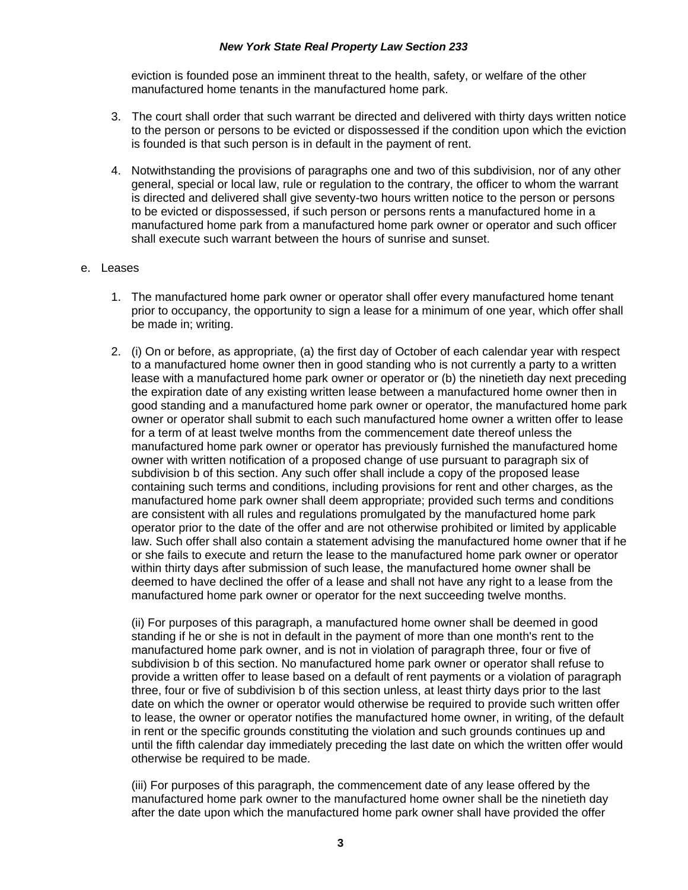eviction is founded pose an imminent threat to the health, safety, or welfare of the other manufactured home tenants in the manufactured home park.

3. The court shall order that such warrant be directed and delivered with thirty days written notice to the person or persons to be evicted or dispossessed if the condition upon which the eviction is founded is that such person is in default in the payment of rent.

4. Notwithstanding the provisions of paragraphs one and two of this subdivision, nor of any other general, special or local law, rule or regulation to the contrary, the officer to whom the warrant is directed and delivered shall give seventy-two hours written notice to the person or persons to be evicted or dispossessed, if such person or persons rents a manufactured home in a manufactured home park from a manufactured home park owner or operator and such officer shall execute such warrant between the hours of sunrise and sunset.

e. Leases

1. The manufactured home park owner or operator shall offer every manufactured home tenant prior to occupancy, the opportunity to sign a lease for a minimum of one year, which offer shall be made in; writing.

2. (i) On or before, as appropriate, (a) the first day of October of each calendar year with respect to a manufactured home owner then in good standing who is not currently a party to a written lease with a manufactured home park owner or operator or (b) the ninetieth day next preceding the expiration date of any existing written lease between a manufactured home owner then in good standing and a manufactured home park owner or operator, the manufactured home park owner or operator shall submit to each such manufactured home owner a written offer to lease for a term of at least twelve months from the commencement date thereof unless the manufactured home park owner or operator has previously furnished the manufactured home owner with written notification of a proposed change of use pursuant to paragraph six of subdivision b of this section. Any such offer shall include a copy of the proposed lease containing such terms and conditions, including provisions for rent and other charges, as the manufactured home park owner shall deem appropriate; provided such terms and conditions are consistent with all rules and regulations promulgated by the manufactured home park operator prior to the date of the offer and are not otherwise prohibited or limited by applicable law. Such offer shall also contain a statement advising the manufactured home owner that if he or she fails to execute and return the lease to the manufactured home park owner or operator within thirty days after submission of such lease, the manufactured home owner shall be deemed to have declined the offer of a lease and shall not have any right to a lease from the manufactured home park owner or operator for the next succeeding twelve months.

   (ii) For purposes of this paragraph, a manufactured home owner shall be deemed in good standing if he or she is not in default in the payment of more than one month's rent to the manufactured home park owner, and is not in violation of paragraph three, four or five of subdivision b of this section. No manufactured home park owner or operator shall refuse to provide a written offer to lease based on a default of rent payments or a violation of paragraph three, four or five of subdivision b of this section unless, at least thirty days prior to the last date on which the owner or operator would otherwise be required to provide such written offer to lease, the owner or operator notifies the manufactured home owner, in writing, of the default in rent or the specific grounds constituting the violation and such grounds continues up and until the fifth calendar day immediately preceding the last date on which the written offer would otherwise be required to be made.

   (iii) For purposes of this paragraph, the commencement date of any lease offered by the manufactured home park owner to the manufactured home owner shall be the ninetieth day after the date upon which the manufactured home park owner shall have provided the offer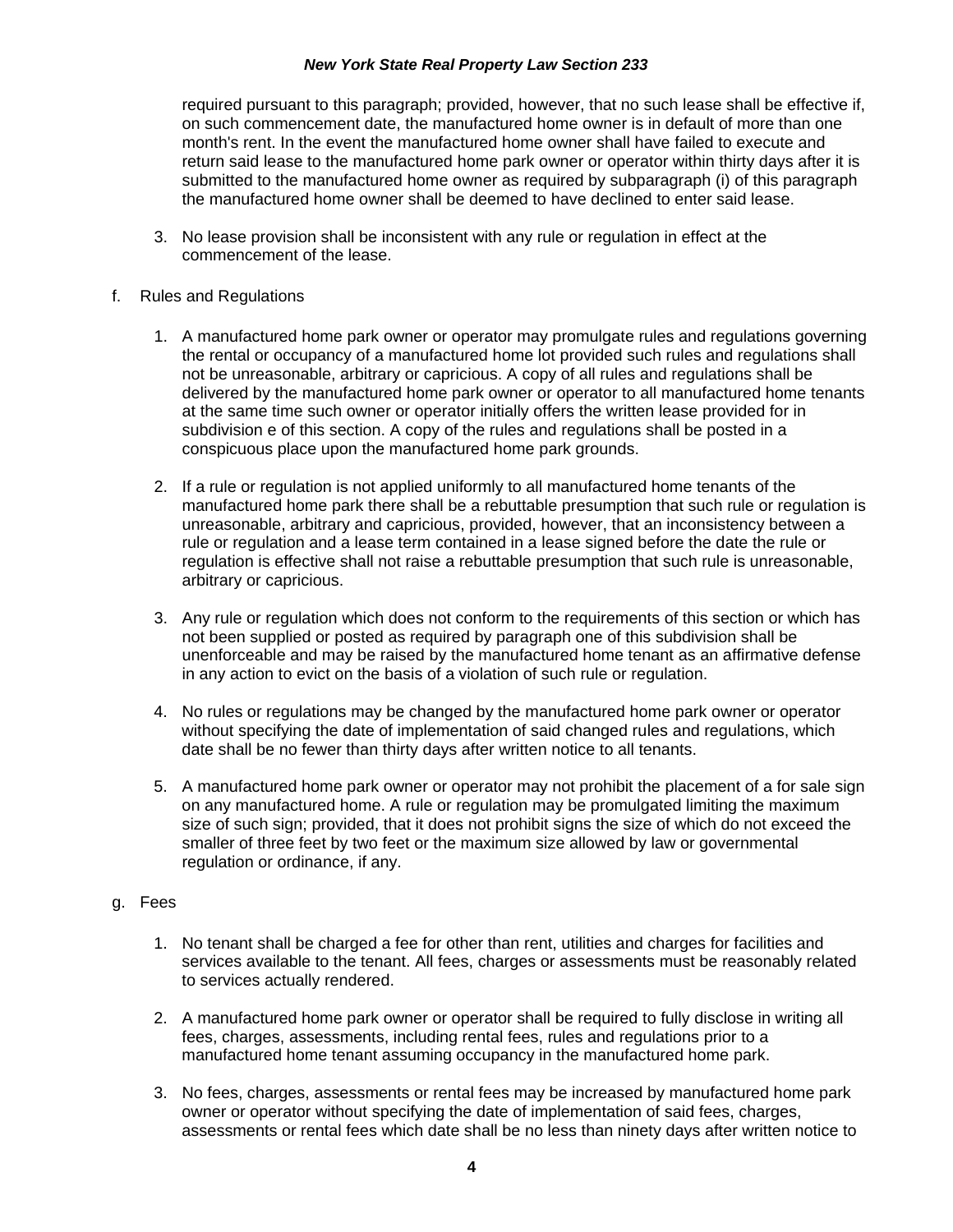required pursuant to this paragraph; provided, however, that no such lease shall be effective if, on such commencement date, the manufactured home owner is in default of more than one month's rent. In the event the manufactured home owner shall have failed to execute and return said lease to the manufactured home park owner or operator within thirty days after it is submitted to the manufactured home owner as required by subparagraph (i) of this paragraph the manufactured home owner shall be deemed to have declined to enter said lease.

3. No lease provision shall be inconsistent with any rule or regulation in effect at the commencement of the lease.

f. Rules and Regulations

1. A manufactured home park owner or operator may promulgate rules and regulations governing the rental or occupancy of a manufactured home lot provided such rules and regulations shall not be unreasonable, arbitrary or capricious. A copy of all rules and regulations shall be delivered by the manufactured home park owner or operator to all manufactured home tenants at the same time such owner or operator initially offers the written lease provided for in subdivision e of this section. A copy of the rules and regulations shall be posted in a conspicuous place upon the manufactured home park grounds.

2. If a rule or regulation is not applied uniformly to all manufactured home tenants of the manufactured home park there shall be a rebuttable presumption that such rule or regulation is unreasonable, arbitrary and capricious, provided, however, that an inconsistency between a rule or regulation and a lease term contained in a lease signed before the date the rule or regulation is effective shall not raise a rebuttable presumption that such rule is unreasonable, arbitrary or capricious.

3. Any rule or regulation which does not conform to the requirements of this section or which has not been supplied or posted as required by paragraph one of this subdivision shall be unenforceable and may be raised by the manufactured home tenant as an affirmative defense in any action to evict on the basis of a violation of such rule or regulation.

4. No rules or regulations may be changed by the manufactured home park owner or operator without specifying the date of implementation of said changed rules and regulations, which date shall be no fewer than thirty days after written notice to all tenants.

5. A manufactured home park owner or operator may not prohibit the placement of a for sale sign on any manufactured home. A rule or regulation may be promulgated limiting the maximum size of such sign; provided, that it does not prohibit signs the size of which do not exceed the smaller of three feet by two feet or the maximum size allowed by law or governmental regulation or ordinance, if any.

g. Fees

1. No tenant shall be charged a fee for other than rent, utilities and charges for facilities and services available to the tenant. All fees, charges or assessments must be reasonably related to services actually rendered.

2. A manufactured home park owner or operator shall be required to fully disclose in writing all fees, charges, assessments, including rental fees, rules and regulations prior to a manufactured home tenant assuming occupancy in the manufactured home park.

3. No fees, charges, assessments or rental fees may be increased by manufactured home park owner or operator without specifying the date of implementation of said fees, charges, assessments or rental fees which date shall be no less than ninety days after written notice to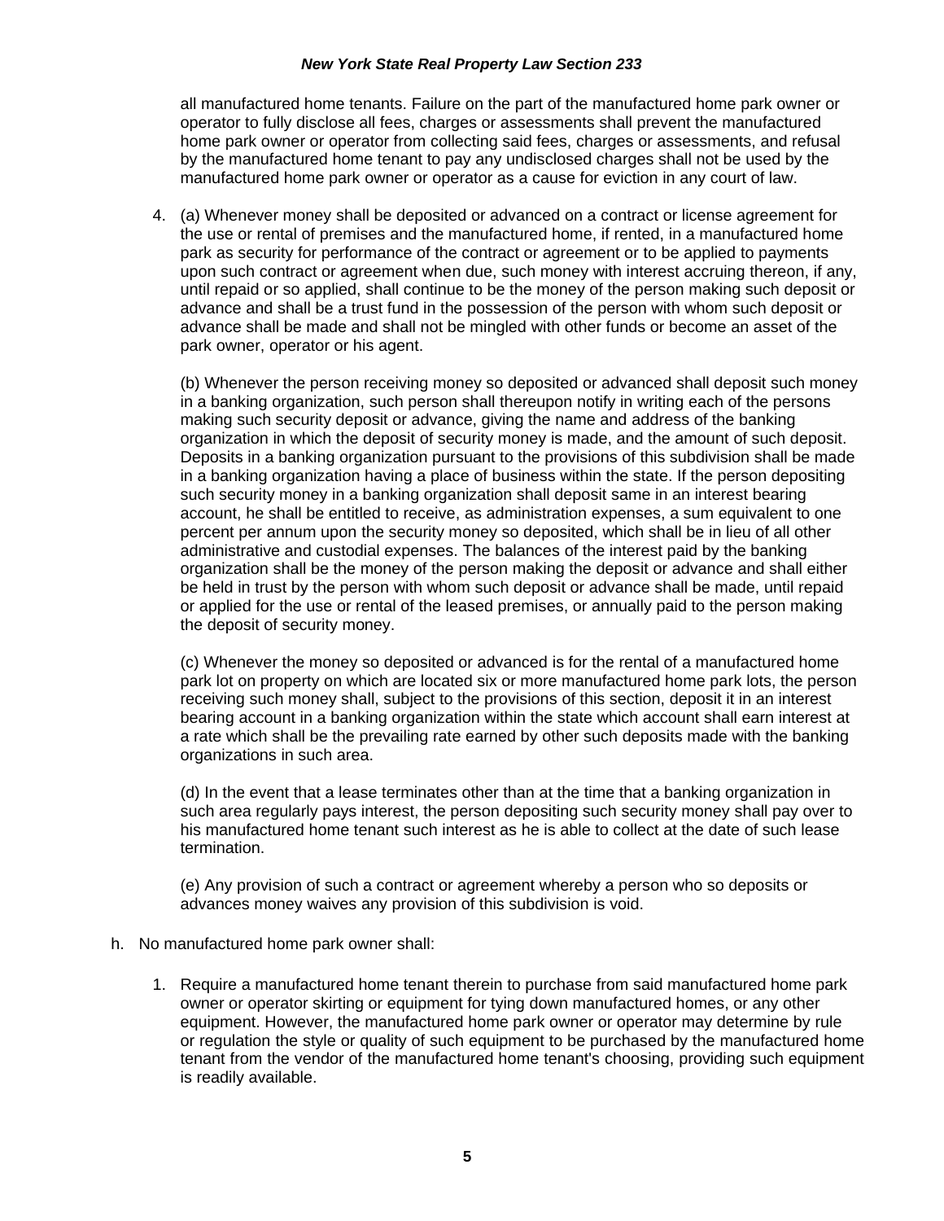all manufactured home tenants. Failure on the part of the manufactured home park owner or operator to fully disclose all fees, charges or assessments shall prevent the manufactured home park owner or operator from collecting said fees, charges or assessments, and refusal by the manufactured home tenant to pay any undisclosed charges shall not be used by the manufactured home park owner or operator as a cause for eviction in any court of law.

4. (a) Whenever money shall be deposited or advanced on a contract or license agreement for the use or rental of premises and the manufactured home, if rented, in a manufactured home park as security for performance of the contract or agreement or to be applied to payments upon such contract or agreement when due, such money with interest accruing thereon, if any, until repaid or so applied, shall continue to be the money of the person making such deposit or advance and shall be a trust fund in the possession of the person with whom such deposit or advance shall be made and shall not be mingled with other funds or become an asset of the park owner, operator or his agent.

   (b) Whenever the person receiving money so deposited or advanced shall deposit such money in a banking organization, such person shall thereupon notify in writing each of the persons making such security deposit or advance, giving the name and address of the banking organization in which the deposit of security money is made, and the amount of such deposit. Deposits in a banking organization pursuant to the provisions of this subdivision shall be made in a banking organization having a place of business within the state. If the person depositing such security money in a banking organization shall deposit same in an interest bearing account, he shall be entitled to receive, as administration expenses, a sum equivalent to one percent per annum upon the security money so deposited, which shall be in lieu of all other administrative and custodial expenses. The balances of the interest paid by the banking organization shall be the money of the person making the deposit or advance and shall either be held in trust by the person with whom such deposit or advance shall be made, until repaid or applied for the use or rental of the leased premises, or annually paid to the person making the deposit of security money.

   (c) Whenever the money so deposited or advanced is for the rental of a manufactured home park lot on property on which are located six or more manufactured home park lots, the person receiving such money shall, subject to the provisions of this section, deposit it in an interest bearing account in a banking organization within the state which account shall earn interest at a rate which shall be the prevailing rate earned by other such deposits made with the banking organizations in such area.

   (d) In the event that a lease terminates other than at the time that a banking organization in such area regularly pays interest, the person depositing such security money shall pay over to his manufactured home tenant such interest as he is able to collect at the date of such lease termination.

   (e) Any provision of such a contract or agreement whereby a person who so deposits or advances money waives any provision of this subdivision is void.

h. No manufactured home park owner shall:

   1. Require a manufactured home tenant therein to purchase from said manufactured home park owner or operator skirting or equipment for tying down manufactured homes, or any other equipment. However, the manufactured home park owner or operator may determine by rule or regulation the style or quality of such equipment to be purchased by the manufactured home tenant from the vendor of the manufactured home tenant's choosing, providing such equipment is readily available.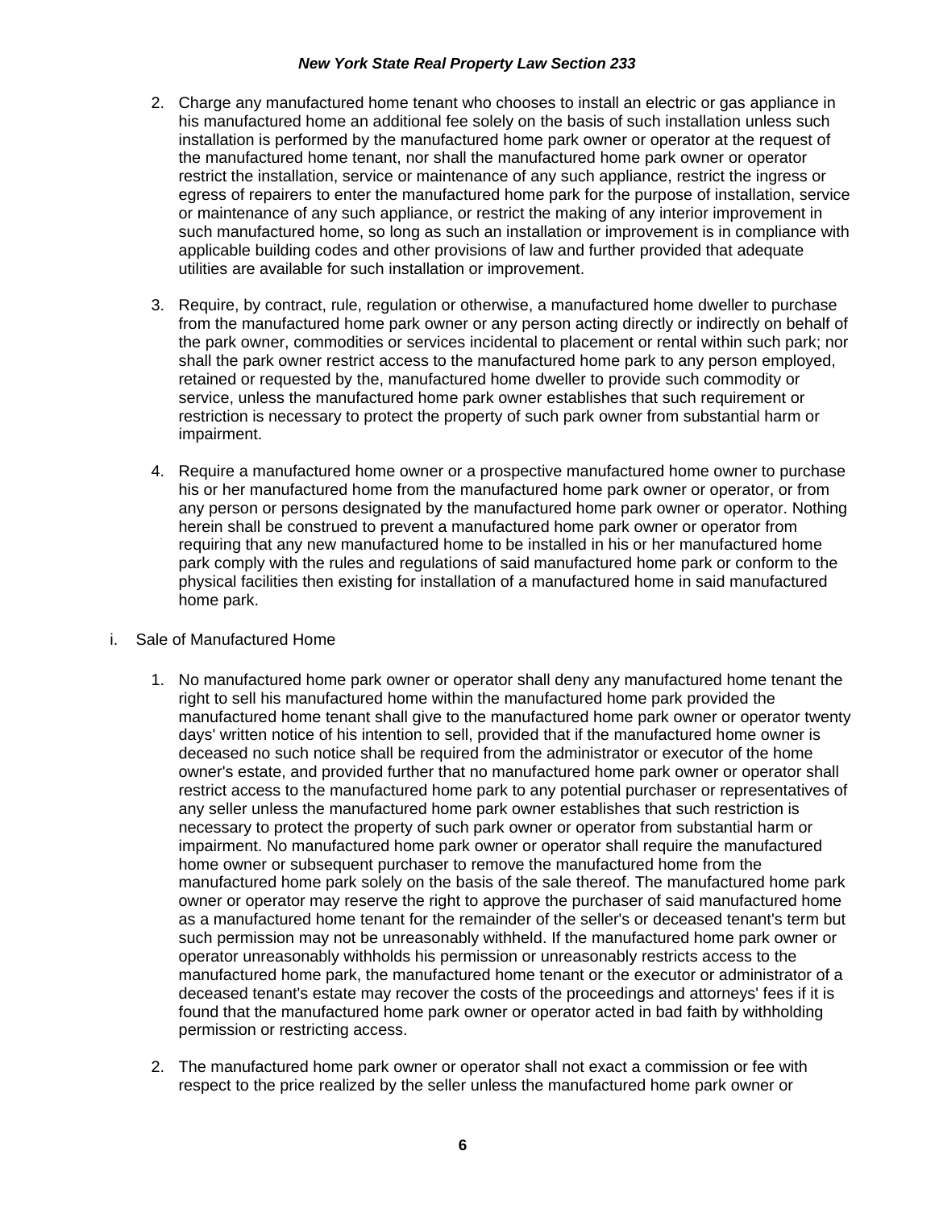2. Charge any manufactured home tenant who chooses to install an electric or gas appliance in his manufactured home an additional fee solely on the basis of such installation unless such installation is performed by the manufactured home park owner or operator at the request of the manufactured home tenant, nor shall the manufactured home park owner or operator restrict the installation, service or maintenance of any such appliance, restrict the ingress or egress of repairers to enter the manufactured home park for the purpose of installation, service or maintenance of any such appliance, or restrict the making of any interior improvement in such manufactured home, so long as such an installation or improvement is in compliance with applicable building codes and other provisions of law and further provided that adequate utilities are available for such installation or improvement.

3. Require, by contract, rule, regulation or otherwise, a manufactured home dweller to purchase from the manufactured home park owner or any person acting directly or indirectly on behalf of the park owner, commodities or services incidental to placement or rental within such park; nor shall the park owner restrict access to the manufactured home park to any person employed, retained or requested by the, manufactured home dweller to provide such commodity or service, unless the manufactured home park owner establishes that such requirement or restriction is necessary to protect the property of such park owner from substantial harm or impairment.

4. Require a manufactured home owner or a prospective manufactured home owner to purchase his or her manufactured home from the manufactured home park owner or operator, or from any person or persons designated by the manufactured home park owner or operator. Nothing herein shall be construed to prevent a manufactured home park owner or operator from requiring that any new manufactured home to be installed in his or her manufactured home park comply with the rules and regulations of said manufactured home park or conform to the physical facilities then existing for installation of a manufactured home in said manufactured home park.

i. Sale of Manufactured Home

1. No manufactured home park owner or operator shall deny any manufactured home tenant the right to sell his manufactured home within the manufactured home park provided the manufactured home tenant shall give to the manufactured home park owner or operator twenty days' written notice of his intention to sell, provided that if the manufactured home owner is deceased no such notice shall be required from the administrator or executor of the home owner's estate, and provided further that no manufactured home park owner or operator shall restrict access to the manufactured home park to any potential purchaser or representatives of any seller unless the manufactured home park owner establishes that such restriction is necessary to protect the property of such park owner or operator from substantial harm or impairment. No manufactured home park owner or operator shall require the manufactured home owner or subsequent purchaser to remove the manufactured home from the manufactured home park solely on the basis of the sale thereof. The manufactured home park owner or operator may reserve the right to approve the purchaser of said manufactured home as a manufactured home tenant for the remainder of the seller's or deceased tenant's term but such permission may not be unreasonably withheld. If the manufactured home park owner or operator unreasonably withholds his permission or unreasonably restricts access to the manufactured home park, the manufactured home tenant or the executor or administrator of a deceased tenant's estate may recover the costs of the proceedings and attorneys' fees if it is found that the manufactured home park owner or operator acted in bad faith by withholding permission or restricting access.

2. The manufactured home park owner or operator shall not exact a commission or fee with respect to the price realized by the seller unless the manufactured home park owner or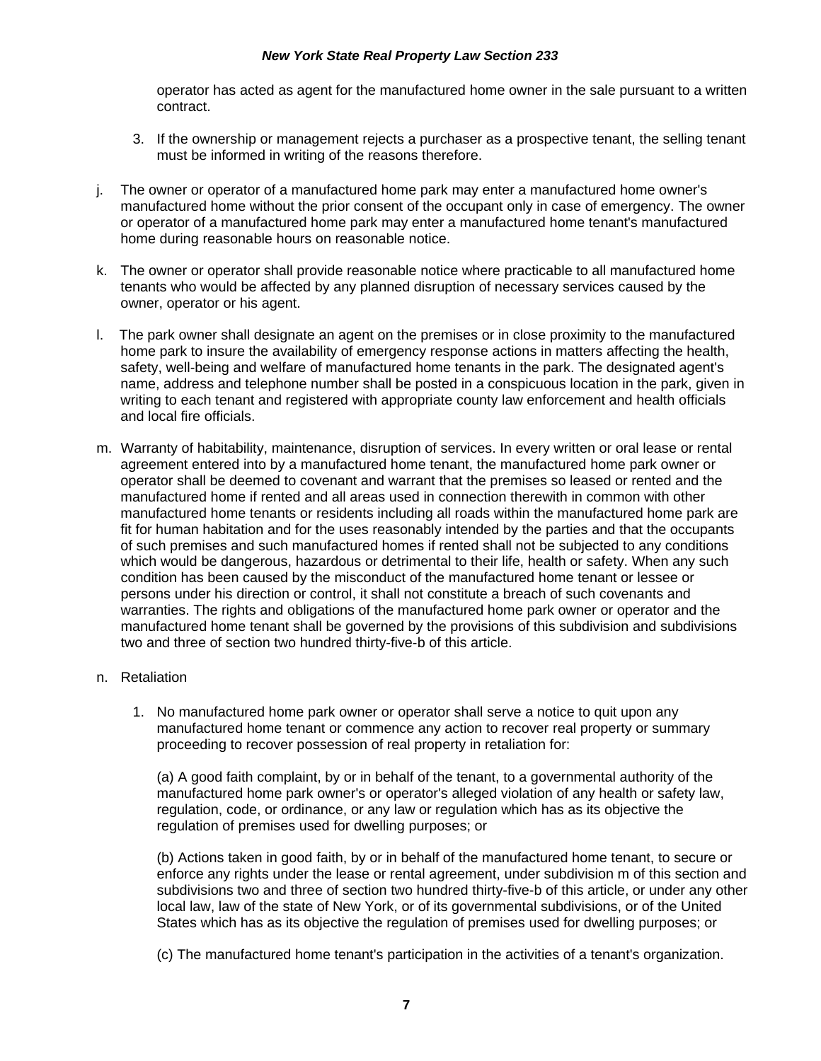operator has acted as agent for the manufactured home owner in the sale pursuant to a written contract.

3. If the ownership or management rejects a purchaser as a prospective tenant, the selling tenant must be informed in writing of the reasons therefore.

j. The owner or operator of a manufactured home park may enter a manufactured home owner's manufactured home without the prior consent of the occupant only in case of emergency. The owner or operator of a manufactured home park may enter a manufactured home tenant's manufactured home during reasonable hours on reasonable notice.

k. The owner or operator shall provide reasonable notice where practicable to all manufactured home tenants who would be affected by any planned disruption of necessary services caused by the owner, operator or his agent.

l. The park owner shall designate an agent on the premises or in close proximity to the manufactured home park to insure the availability of emergency response actions in matters affecting the health, safety, well-being and welfare of manufactured home tenants in the park. The designated agent's name, address and telephone number shall be posted in a conspicuous location in the park, given in writing to each tenant and registered with appropriate county law enforcement and health officials and local fire officials.

m. Warranty of habitability, maintenance, disruption of services. In every written or oral lease or rental agreement entered into by a manufactured home tenant, the manufactured home park owner or operator shall be deemed to covenant and warrant that the premises so leased or rented and the manufactured home if rented and all areas used in connection therewith in common with other manufactured home tenants or residents including all roads within the manufactured home park are fit for human habitation and for the uses reasonably intended by the parties and that the occupants of such premises and such manufactured homes if rented shall not be subjected to any conditions which would be dangerous, hazardous or detrimental to their life, health or safety. When any such condition has been caused by the misconduct of the manufactured home tenant or lessee or persons under his direction or control, it shall not constitute a breach of such covenants and warranties. The rights and obligations of the manufactured home park owner or operator and the manufactured home tenant shall be governed by the provisions of this subdivision and subdivisions two and three of section two hundred thirty-five-b of this article.

n. Retaliation

1. No manufactured home park owner or operator shall serve a notice to quit upon any manufactured home tenant or commence any action to recover real property or summary proceeding to recover possession of real property in retaliation for:

   (a) A good faith complaint, by or in behalf of the tenant, to a governmental authority of the manufactured home park owner's or operator's alleged violation of any health or safety law, regulation, code, or ordinance, or any law or regulation which has as its objective the regulation of premises used for dwelling purposes; or

   (b) Actions taken in good faith, by or in behalf of the manufactured home tenant, to secure or enforce any rights under the lease or rental agreement, under subdivision m of this section and subdivisions two and three of section two hundred thirty-five-b of this article, or under any other local law, law of the state of New York, or of its governmental subdivisions, or of the United States which has as its objective the regulation of premises used for dwelling purposes; or

   (c) The manufactured home tenant's participation in the activities of a tenant's organization.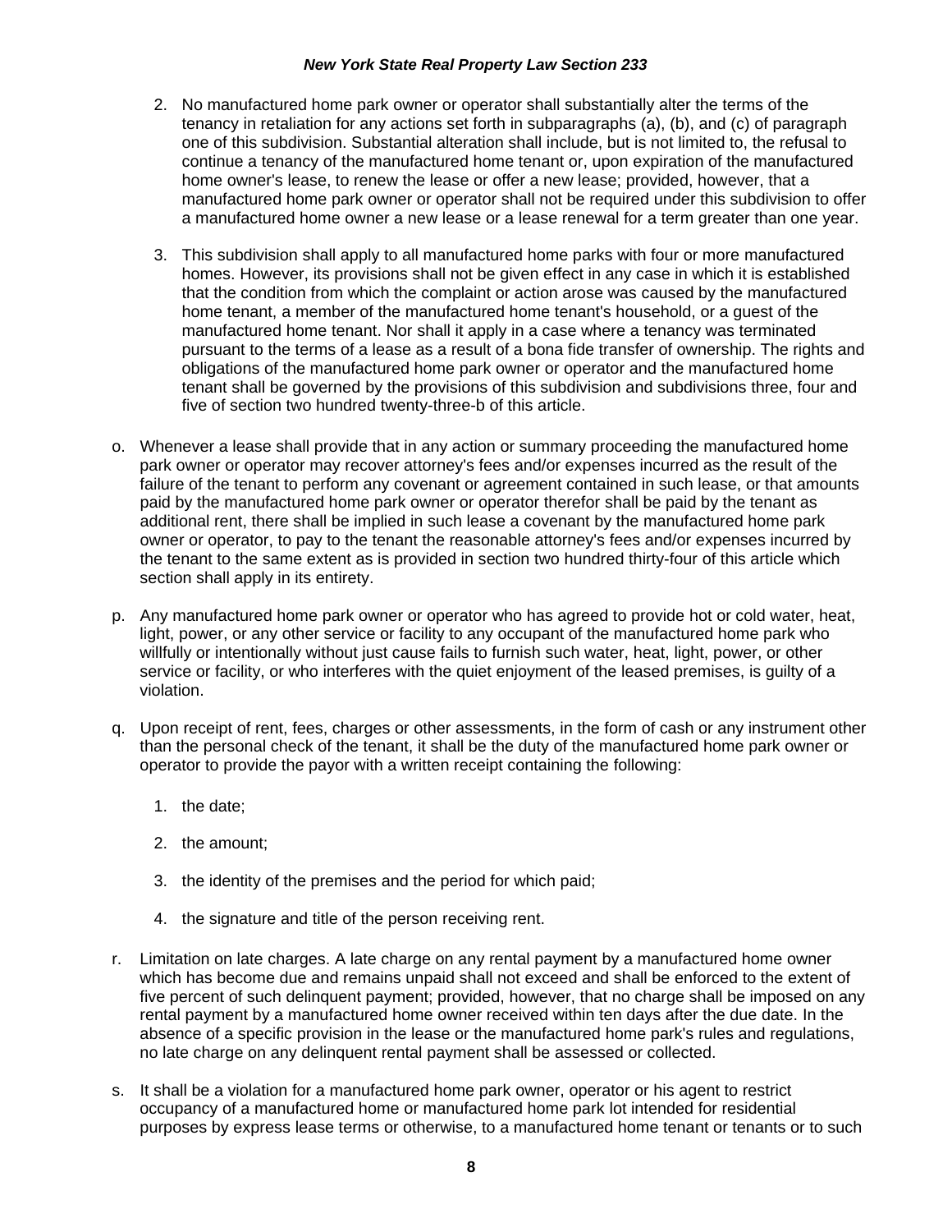2. No manufactured home park owner or operator shall substantially alter the terms of the tenancy in retaliation for any actions set forth in subparagraphs (a), (b), and (c) of paragraph one of this subdivision. Substantial alteration shall include, but is not limited to, the refusal to continue a tenancy of the manufactured home tenant or, upon expiration of the manufactured home owner's lease, to renew the lease or offer a new lease; provided, however, that a manufactured home park owner or operator shall not be required under this subdivision to offer a manufactured home owner a new lease or a lease renewal for a term greater than one year.

3. This subdivision shall apply to all manufactured home parks with four or more manufactured homes. However, its provisions shall not be given effect in any case in which it is established that the condition from which the complaint or action arose was caused by the manufactured home tenant, a member of the manufactured home tenant's household, or a guest of the manufactured home tenant. Nor shall it apply in a case where a tenancy was terminated pursuant to the terms of a lease as a result of a bona fide transfer of ownership. The rights and obligations of the manufactured home park owner or operator and the manufactured home tenant shall be governed by the provisions of this subdivision and subdivisions three, four and five of section two hundred twenty-three-b of this article.

o. Whenever a lease shall provide that in any action or summary proceeding the manufactured home park owner or operator may recover attorney's fees and/or expenses incurred as the result of the failure of the tenant to perform any covenant or agreement contained in such lease, or that amounts paid by the manufactured home park owner or operator therefor shall be paid by the tenant as additional rent, there shall be implied in such lease a covenant by the manufactured home park owner or operator, to pay to the tenant the reasonable attorney's fees and/or expenses incurred by the tenant to the same extent as is provided in section two hundred thirty-four of this article which section shall apply in its entirety.

p. Any manufactured home park owner or operator who has agreed to provide hot or cold water, heat, light, power, or any other service or facility to any occupant of the manufactured home park who willfully or intentionally without just cause fails to furnish such water, heat, light, power, or other service or facility, or who interferes with the quiet enjoyment of the leased premises, is guilty of a violation.

q. Upon receipt of rent, fees, charges or other assessments, in the form of cash or any instrument other than the personal check of the tenant, it shall be the duty of the manufactured home park owner or operator to provide the payor with a written receipt containing the following:

1. the date;

2. the amount;

3. the identity of the premises and the period for which paid;

4. the signature and title of the person receiving rent.

r. Limitation on late charges. A late charge on any rental payment by a manufactured home owner which has become due and remains unpaid shall not exceed and shall be enforced to the extent of five percent of such delinquent payment; provided, however, that no charge shall be imposed on any rental payment by a manufactured home owner received within ten days after the due date. In the absence of a specific provision in the lease or the manufactured home park's rules and regulations, no late charge on any delinquent rental payment shall be assessed or collected.

s. It shall be a violation for a manufactured home park owner, operator or his agent to restrict occupancy of a manufactured home or manufactured home park lot intended for residential purposes by express lease terms or otherwise, to a manufactured home tenant or tenants or to such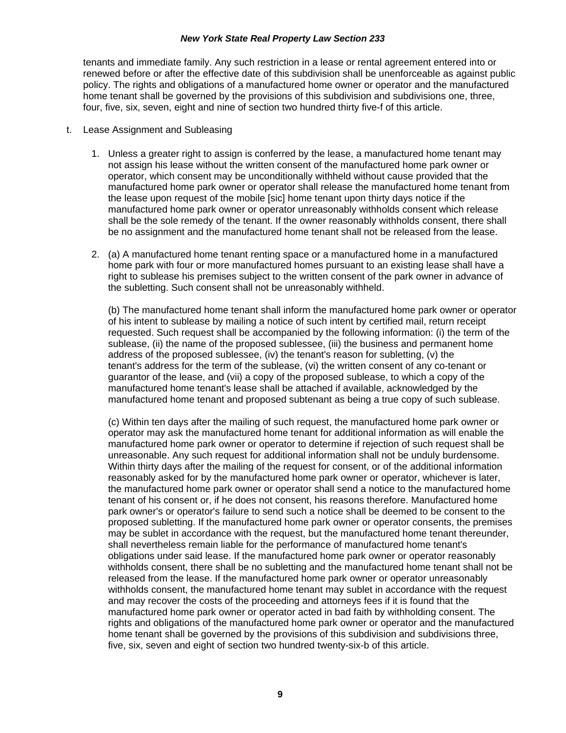tenants and immediate family. Any such restriction in a lease or rental agreement entered into or renewed before or after the effective date of this subdivision shall be unenforceable as against public policy. The rights and obligations of a manufactured home owner or operator and the manufactured home tenant shall be governed by the provisions of this subdivision and subdivisions one, three, four, five, six, seven, eight and nine of section two hundred thirty five-f of this article.

t. Lease Assignment and Subleasing

1. Unless a greater right to assign is conferred by the lease, a manufactured home tenant may not assign his lease without the written consent of the manufactured home park owner or operator, which consent may be unconditionally withheld without cause provided that the manufactured home park owner or operator shall release the manufactured home tenant from the lease upon request of the mobile [sic] home tenant upon thirty days notice if the manufactured home park owner or operator unreasonably withholds consent which release shall be the sole remedy of the tenant. If the owner reasonably withholds consent, there shall be no assignment and the manufactured home tenant shall not be released from the lease.

2. (a) A manufactured home tenant renting space or a manufactured home in a manufactured home park with four or more manufactured homes pursuant to an existing lease shall have a right to sublease his premises subject to the written consent of the park owner in advance of the subletting. Such consent shall not be unreasonably withheld.

   (b) The manufactured home tenant shall inform the manufactured home park owner or operator of his intent to sublease by mailing a notice of such intent by certified mail, return receipt requested. Such request shall be accompanied by the following information: (i) the term of the sublease, (ii) the name of the proposed sublessee, (iii) the business and permanent home address of the proposed sublessee, (iv) the tenant's reason for subletting, (v) the tenant's address for the term of the sublease, (vi) the written consent of any co-tenant or guarantor of the lease, and (vii) a copy of the proposed sublease, to which a copy of the manufactured home tenant's lease shall be attached if available, acknowledged by the manufactured home tenant and proposed subtenant as being a true copy of such sublease.

   (c) Within ten days after the mailing of such request, the manufactured home park owner or operator may ask the manufactured home tenant for additional information as will enable the manufactured home park owner or operator to determine if rejection of such request shall be unreasonable. Any such request for additional information shall not be unduly burdensome. Within thirty days after the mailing of the request for consent, or of the additional information reasonably asked for by the manufactured home park owner or operator, whichever is later, the manufactured home park owner or operator shall send a notice to the manufactured home tenant of his consent or, if he does not consent, his reasons therefore. Manufactured home park owner's or operator's failure to send such a notice shall be deemed to be consent to the proposed subletting. If the manufactured home park owner or operator consents, the premises may be sublet in accordance with the request, but the manufactured home tenant thereunder, shall nevertheless remain liable for the performance of manufactured home tenant's obligations under said lease. If the manufactured home park owner or operator reasonably withholds consent, there shall be no subletting and the manufactured home tenant shall not be released from the lease. If the manufactured home park owner or operator unreasonably withholds consent, the manufactured home tenant may sublet in accordance with the request and may recover the costs of the proceeding and attorneys fees if it is found that the manufactured home park owner or operator acted in bad faith by withholding consent. The rights and obligations of the manufactured home park owner or operator and the manufactured home tenant shall be governed by the provisions of this subdivision and subdivisions three, five, six, seven and eight of section two hundred twenty-six-b of this article.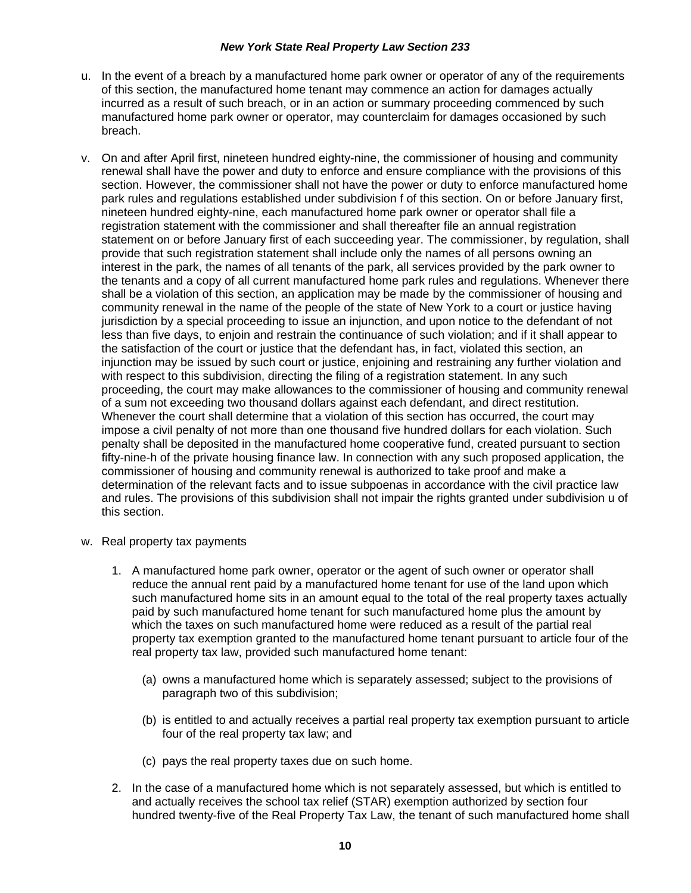u. In the event of a breach by a manufactured home park owner or operator of any of the requirements of this section, the manufactured home tenant may commence an action for damages actually incurred as a result of such breach, or in an action or summary proceeding commenced by such manufactured home park owner or operator, may counterclaim for damages occasioned by such breach.

v. On and after April first, nineteen hundred eighty-nine, the commissioner of housing and community renewal shall have the power and duty to enforce and ensure compliance with the provisions of this section. However, the commissioner shall not have the power or duty to enforce manufactured home park rules and regulations established under subdivision f of this section. On or before January first, nineteen hundred eighty-nine, each manufactured home park owner or operator shall file a registration statement with the commissioner and shall thereafter file an annual registration statement on or before January first of each succeeding year. The commissioner, by regulation, shall provide that such registration statement shall include only the names of all persons owning an interest in the park, the names of all tenants of the park, all services provided by the park owner to the tenants and a copy of all current manufactured home park rules and regulations. Whenever there shall be a violation of this section, an application may be made by the commissioner of housing and community renewal in the name of the people of the state of New York to a court or justice having jurisdiction by a special proceeding to issue an injunction, and upon notice to the defendant of not less than five days, to enjoin and restrain the continuance of such violation; and if it shall appear to the satisfaction of the court or justice that the defendant has, in fact, violated this section, an injunction may be issued by such court or justice, enjoining and restraining any further violation and with respect to this subdivision, directing the filing of a registration statement. In any such proceeding, the court may make allowances to the commissioner of housing and community renewal of a sum not exceeding two thousand dollars against each defendant, and direct restitution. Whenever the court shall determine that a violation of this section has occurred, the court may impose a civil penalty of not more than one thousand five hundred dollars for each violation. Such penalty shall be deposited in the manufactured home cooperative fund, created pursuant to section fifty-nine-h of the private housing finance law. In connection with any such proposed application, the commissioner of housing and community renewal is authorized to take proof and make a determination of the relevant facts and to issue subpoenas in accordance with the civil practice law and rules. The provisions of this subdivision shall not impair the rights granted under subdivision u of this section.

w. Real property tax payments

1. A manufactured home park owner, operator or the agent of such owner or operator shall reduce the annual rent paid by a manufactured home tenant for use of the land upon which such manufactured home sits in an amount equal to the total of the real property taxes actually paid by such manufactured home tenant for such manufactured home plus the amount by which the taxes on such manufactured home were reduced as a result of the partial real property tax exemption granted to the manufactured home tenant pursuant to article four of the real property tax law, provided such manufactured home tenant:

   (a) owns a manufactured home which is separately assessed; subject to the provisions of paragraph two of this subdivision;

   (b) is entitled to and actually receives a partial real property tax exemption pursuant to article four of the real property tax law; and

   (c) pays the real property taxes due on such home.

2. In the case of a manufactured home which is not separately assessed, but which is entitled to and actually receives the school tax relief (STAR) exemption authorized by section four hundred twenty-five of the Real Property Tax Law, the tenant of such manufactured home shall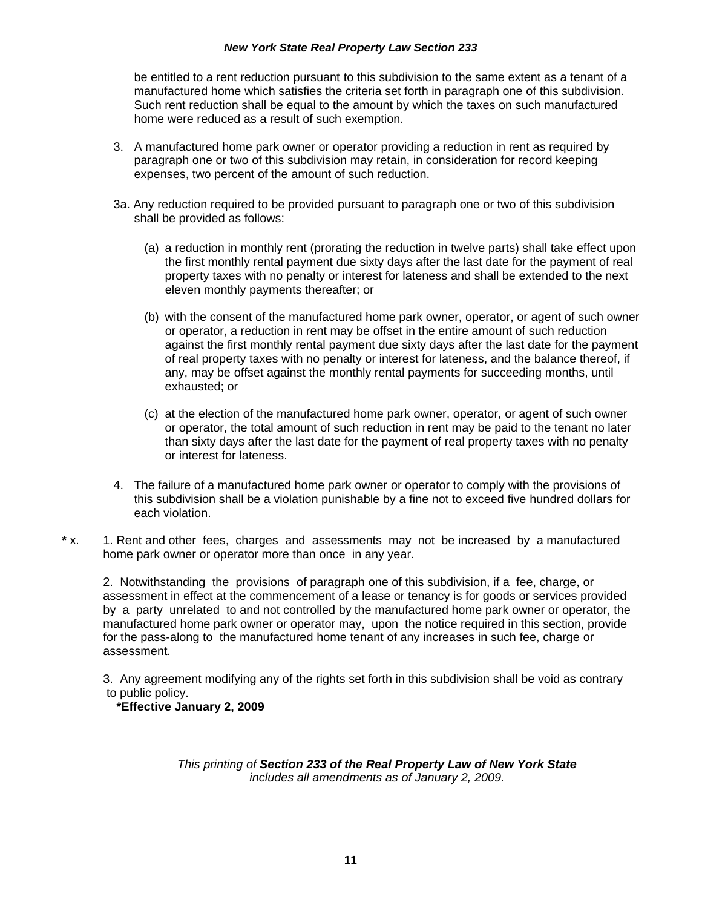be entitled to a rent reduction pursuant to this subdivision to the same extent as a tenant of a manufactured home which satisfies the criteria set forth in paragraph one of this subdivision. Such rent reduction shall be equal to the amount by which the taxes on such manufactured home were reduced as a result of such exemption.

3. A manufactured home park owner or operator providing a reduction in rent as required by paragraph one or two of this subdivision may retain, in consideration for record keeping expenses, two percent of the amount of such reduction.

3a. Any reduction required to be provided pursuant to paragraph one or two of this subdivision shall be provided as follows:

(a) a reduction in monthly rent (prorating the reduction in twelve parts) shall take effect upon the first monthly rental payment due sixty days after the last date for the payment of real property taxes with no penalty or interest for lateness and shall be extended to the next eleven monthly payments thereafter; or

(b) with the consent of the manufactured home park owner, operator, or agent of such owner or operator, a reduction in rent may be offset in the entire amount of such reduction against the first monthly rental payment due sixty days after the last date for the payment of real property taxes with no penalty or interest for lateness, and the balance thereof, if any, may be offset against the monthly rental payments for succeeding months, until exhausted; or

(c) at the election of the manufactured home park owner, operator, or agent of such owner or operator, the total amount of such reduction in rent may be paid to the tenant no later than sixty days after the last date for the payment of real property taxes with no penalty or interest for lateness.

4. The failure of a manufactured home park owner or operator to comply with the provisions of this subdivision shall be a violation punishable by a fine not to exceed five hundred dollars for each violation.

**\*** x. 1. Rent and other fees, charges and assessments may not be increased by a manufactured home park owner or operator more than once in any year.

2. Notwithstanding the provisions of paragraph one of this subdivision, if a fee, charge, or assessment in effect at the commencement of a lease or tenancy is for goods or services provided by a party unrelated to and not controlled by the manufactured home park owner or operator, the manufactured home park owner or operator may, upon the notice required in this section, provide for the pass-along to the manufactured home tenant of any increases in such fee, charge or assessment.

3. Any agreement modifying any of the rights set forth in this subdivision shall be void as contrary to public policy.

**\*Effective January 2, 2009**

*This printing of **Section 233 of the Real Property Law of New York State** includes all amendments as of January 2, 2009.*